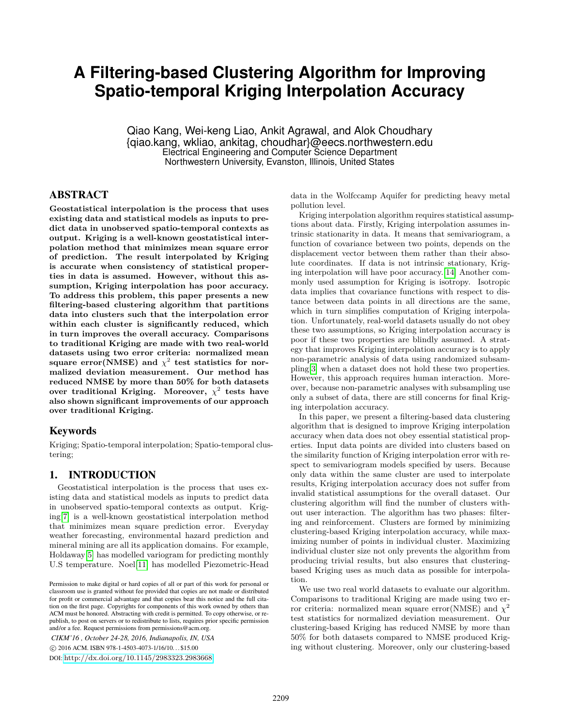# A Filtering-based Clustering Algorithm for Improving Spatio-temporal Kriging Interpolation Accuracy

Qiao Kang, Wei-keng Liao, Ankit Agrawal, and Alok Choudhary
{qiao.kang, wkliao, ankitag, choudhar}@eecs.northwestern.edu
Electrical Engineering and Computer Science Department
Northwestern University, Evanston, Illinois, United States

## ABSTRACT

**Geostatistical interpolation is the process that uses existing data and statistical models as inputs to predict data in unobserved spatio-temporal contexts as output. Kriging is a well-known geostatistical interpolation method that minimizes mean square error of prediction. The result interpolated by Kriging is accurate when consistency of statistical properties in data is assumed. However, without this assumption, Kriging interpolation has poor accuracy. To address this problem, this paper presents a new filtering-based clustering algorithm that partitions data into clusters such that the interpolation error within each cluster is significantly reduced, which in turn improves the overall accuracy. Comparisons to traditional Kriging are made with two real-world datasets using two error criteria: normalized mean square error(NMSE) and $\chi^2$ test statistics for normalized deviation measurement. Our method has reduced NMSE by more than 50% for both datasets over traditional Kriging. Moreover, $\chi^2$ tests have also shown significant improvements of our approach over traditional Kriging.**

## Keywords

Kriging; Spatio-temporal interpolation; Spatio-temporal clustering;

## 1. INTRODUCTION

Geostatistical interpolation is the process that uses existing data and statistical models as inputs to predict data in unobserved spatio-temporal contexts as output. Kriging[7] is a well-known geostatistical interpolation method that minimizes mean square prediction error. Everyday weather forecasting, environmental hazard prediction and mineral mining are all its application domains. For example, Holdaway[5] has modelled variogram for predicting monthly U.S temperature. Noel[11] has modelled Piezometric-Head data in the Wolfccamp Aquifer for predicting heavy metal pollution level.

Kriging interpolation algorithm requires statistical assumptions about data. Firstly, Kriging interpolation assumes intrinsic stationarity in data. It means that semivariogram, a function of covariance between two points, depends on the displacement vector between them rather than their absolute coordinates. If data is not intrinsic stationary, Kriging interpolation will have poor accuracy.[14] Another commonly used assumption for Kriging is isotropy. Isotropic data implies that covariance functions with respect to distance between data points in all directions are the same, which in turn simplifies computation of Kriging interpolation. Unfortunately, real-world datasets usually do not obey these two assumptions, so Kriging interpolation accuracy is poor if these two properties are blindly assumed. A strategy that improves Kriging interpolation accuracy is to apply non-parametric analysis of data using randomized subsampling[3] when a dataset does not hold these two properties. However, this approach requires human interaction. Moreover, because non-parametric analyses with subsampling use only a subset of data, there are still concerns for final Kriging interpolation accuracy.

In this paper, we present a filtering-based data clustering algorithm that is designed to improve Kriging interpolation accuracy when data does not obey essential statistical properties. Input data points are divided into clusters based on the similarity function of Kriging interpolation error with respect to semivariogram models specified by users. Because only data within the same cluster are used to interpolate results, Kriging interpolation accuracy does not suffer from invalid statistical assumptions for the overall dataset. Our clustering algorithm will find the number of clusters without user interaction. The algorithm has two phases: filtering and reinforcement. Clusters are formed by minimizing clustering-based Kriging interpolation accuracy, while maximizing number of points in individual cluster. Maximizing individual cluster size not only prevents the algorithm from producing trivial results, but also ensures that clustering-based Kriging uses as much data as possible for interpolation.

We use two real world datasets to evaluate our algorithm. Comparisons to traditional Kriging are made using two error criteria: normalized mean square error(NMSE) and $\chi^2$ test statistics for normalized deviation measurement. Our clustering-based Kriging has reduced NMSE by more than 50% for both datasets compared to NMSE produced Kriging without clustering. Moreover, only our clustering-based

Permission to make digital or hard copies of all or part of this work for personal or classroom use is granted without fee provided that copies are not made or distributed for profit or commercial advantage and that copies bear this notice and the full citation on the first page. Copyrights for components of this work owned by others than ACM must be honored. Abstracting with credit is permitted. To copy otherwise, or republish, to post on servers or to redistribute to lists, requires prior specific permission and/or a fee. Request permissions from permissions@acm.org.

*CIKM'16 , October 24-28, 2016, Indianapolis, IN, USA*
© 2016 ACM. ISBN 978-1-4503-4073-1/16/10…$15.00
DOI: http://dx.doi.org/10.1145/2983323.2983668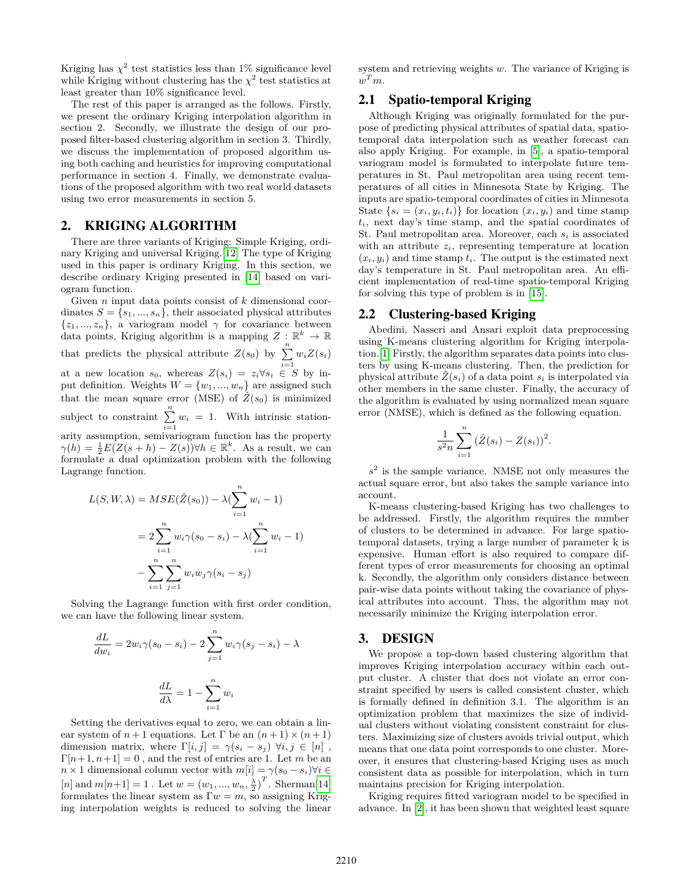Kriging has $\chi^2$ test statistics less than 1% significance level while Kriging without clustering has the $\chi^2$ test statistics at least greater than 10% significance level.

The rest of this paper is arranged as the follows. Firstly, we present the ordinary Kriging interpolation algorithm in section 2. Secondly, we illustrate the design of our proposed filter-based clustering algorithm in section 3. Thirdly, we discuss the implementation of proposed algorithm using both caching and heuristics for improving computational performance in section 4. Finally, we demonstrate evaluations of the proposed algorithm with two real world datasets using two error measurements in section 5.

## 2. KRIGING ALGORITHM

There are three variants of Kriging: Simple Kriging, ordinary Kriging and universal Kriging. [12] The type of Kriging used in this paper is ordinary Kriging. In this section, we describe ordinary Kriging presented in [14] based on variogram function.

Given $n$ input data points consist of $k$ dimensional coordinates $S = \{s_1, ..., s_n\}$, their associated physical attributes $\{z_1, ..., z_n\}$, a variogram model $\gamma$ for covariance between data points, Kriging algorithm is a mapping $Z : \mathbb{R}^k \rightarrow \mathbb{R}$ that predicts the physical attribute $Z(s_0)$ by $\sum_{i=1}^{n} w_i Z(s_i)$ at a new location $s_0$, whereas $Z(s_i) = z_i \forall s_i \in S$ by input definition. Weights $W = \{w_1, ..., w_n\}$ are assigned such that the mean square error (MSE) of $\hat{Z}(s_0)$ is minimized subject to constraint $\sum_{i=1}^{n} w_i = 1$. With intrinsic stationarity assumption, semivariogram function has the property $\gamma(h) = \frac{1}{2}E(Z(s+h) - Z(s)) \forall h \in \mathbb{R}^k$. As a result, we can formulate a dual optimization problem with the following Lagrange function.

$$
\begin{aligned}
L(S, W, \lambda) &= MSE(\hat{Z}(s_0)) - \lambda(\sum_{i=1}^{n} w_i - 1) \\
&= 2\sum_{i=1}^{n} w_i \gamma(s_0 - s_i) - \lambda(\sum_{i=1}^{n} w_i - 1) \\
&- \sum_{i=1}^{n}\sum_{j=1}^{n} w_i w_j \gamma(s_i - s_j)
\end{aligned}
$$

Solving the Lagrange function with first order condition, we can have the following linear system.

$$
\frac{dL}{dw_i} = 2w_i\gamma(s_0 - s_i) - 2\sum_{j=1}^{n} w_i \gamma(s_j - s_i) - \lambda
$$

$$
\frac{dL}{d\lambda} = 1 - \sum_{i=1}^{n} w_i
$$

Setting the derivatives equal to zero, we can obtain a linear system of $n+1$ equations. Let $\Gamma$ be an $(n+1) \times (n+1)$ dimension matrix, where $\Gamma[i, j] = \gamma(s_i - s_j)\ \forall i, j \in [n]$ , $\Gamma[n+1, n+1] = 0$ , and the rest of entries are 1. Let $m$ be an $n \times 1$ dimensional column vector with $m[i] = \gamma(s_0 - s_i) \forall i \in [n]$ and $m[n+1] = 1$ . Let $w = (w_1, ..., w_n, \frac{\lambda}{2})^T$. Sherman[14] formulates the linear system as $\Gamma w = m$, so assigning Kriging interpolation weights is reduced to solving the linear system and retrieving weights $w$. The variance of Kriging is $w^T m$.

### 2.1 Spatio-temporal Kriging

Although Kriging was originally formulated for the purpose of predicting physical attributes of spatial data, spatio-temporal data interpolation such as weather forecast can also apply Kriging. For example, in [5], a spatio-temporal variogram model is formulated to interpolate future temperatures in St. Paul metropolitan area using recent temperatures of all cities in Minnesota State by Kriging. The inputs are spatio-temporal coordinates of cities in Minnesota State $\{s_i = (x_i, y_i, t_i)\}$ for location $(x_i, y_i)$ and time stamp $t_i$, next day's time stamp, and the spatial coordinates of St. Paul metropolitan area. Moreover, each $s_i$ is associated with an attribute $z_i$, representing temperature at location $(x_i, y_i)$ and time stamp $t_i$. The output is the estimated next day's temperature in St. Paul metropolitan area. An efficient implementation of real-time spatio-temporal Kriging for solving this type of problem is in [15].

### 2.2 Clustering-based Kriging

Abedini, Nasseri and Ansari exploit data preprocessing using K-means clustering algorithm for Kriging interpolation. [1] Firstly, the algorithm separates data points into clusters by using K-means clustering. Then, the prediction for physical attribute $\hat{Z}(s_i)$ of a data point $s_i$ is interpolated via other members in the same cluster. Finally, the accuracy of the algorithm is evaluated by using normalized mean square error (NMSE), which is defined as the following equation.

$$
\frac{1}{s^2 n} \sum_{i=1}^{n} (\hat{Z}(s_i) - Z(s_i))^2.
$$

$s^2$ is the sample variance. NMSE not only measures the actual square error, but also takes the sample variance into account.

K-means clustering-based Kriging has two challenges to be addressed. Firstly, the algorithm requires the number of clusters to be determined in advance. For large spatio-temporal datasets, trying a large number of parameter k is expensive. Human effort is also required to compare different types of error measurements for choosing an optimal k. Secondly, the algorithm only considers distance between pair-wise data points without taking the covariance of physical attributes into account. Thus, the algorithm may not necessarily minimize the Kriging interpolation error.

## 3. DESIGN

We propose a top-down based clustering algorithm that improves Kriging interpolation accuracy within each output cluster. A cluster that does not violate an error constraint specified by users is called consistent cluster, which is formally defined in definition 3.1. The algorithm is an optimization problem that maximizes the size of individual clusters without violating consistent constraint for clusters. Maximizing size of clusters avoids trivial output, which means that one data point corresponds to one cluster. Moreover, it ensures that clustering-based Kriging uses as much consistent data as possible for interpolation, which in turn maintains precision for Kriging interpolation.

Kriging requires fitted variogram model to be specified in advance. In [2], it has been shown that weighted least square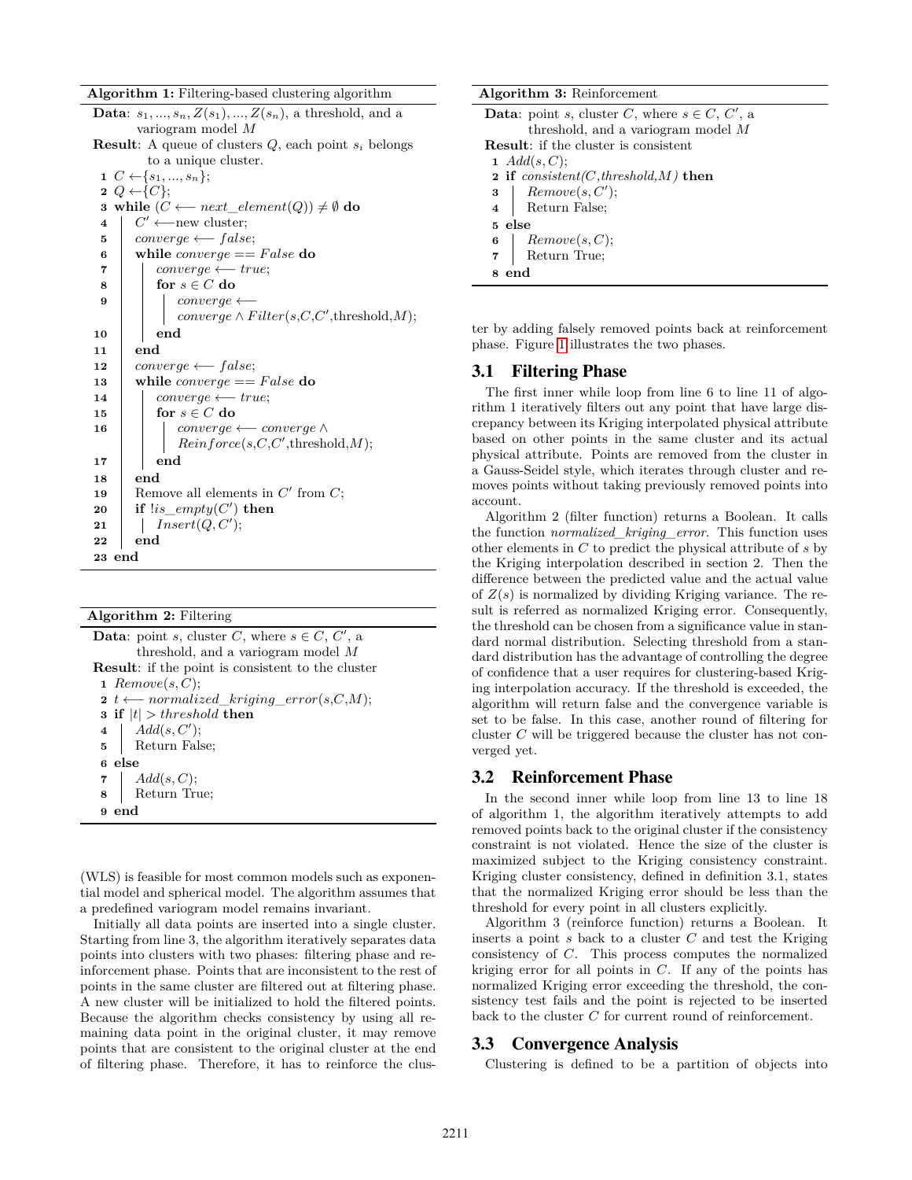**Algorithm 1:** Filtering-based clustering algorithm

**Data**: $s_1, ..., s_n, Z(s_1), ..., Z(s_n)$, a threshold, and a variogram model $M$

**Result**: A queue of clusters $Q$, each point $s_i$ belongs to a unique cluster.

```
1  C ← {s_1, ..., s_n};
2  Q ← {C};
3  while (C ⟵ next_element(Q)) ≠ ∅ do
4      C' ⟵ new cluster;
5      converge ⟵ false;
6      while converge == False do
7          converge ⟵ true;
8          for s ∈ C do
9              converge ⟵
               converge ∧ Filter(s,C,C',threshold,M);
10         end
11     end
12     converge ⟵ false;
13     while converge == False do
14         converge ⟵ true;
15         for s ∈ C do
16             converge ⟵ converge ∧
               Reinforce(s,C,C',threshold,M);
17         end
18     end
19     Remove all elements in C' from C;
20     if !is_empty(C') then
21         Insert(Q, C');
22     end
23 end
```

**Algorithm 2:** Filtering

**Data**: point $s$, cluster $C$, where $s \in C$, $C'$, a threshold, and a variogram model $M$

**Result**: if the point is consistent to the cluster

```
1  Remove(s, C);
2  t ⟵ normalized_kriging_error(s,C,M);
3  if |t| > threshold then
4      Add(s, C');
5      Return False;
6  else
7      Add(s, C);
8      Return True;
9  end
```

(WLS) is feasible for most common models such as exponential model and spherical model. The algorithm assumes that a predefined variogram model remains invariant.

Initially all data points are inserted into a single cluster. Starting from line 3, the algorithm iteratively separates data points into clusters with two phases: filtering phase and reinforcement phase. Points that are inconsistent to the rest of points in the same cluster are filtered out at filtering phase. A new cluster will be initialized to hold the filtered points. Because the algorithm checks consistency by using all remaining data point in the original cluster, it may remove points that are consistent to the original cluster at the end of filtering phase. Therefore, it has to reinforce the cluster by adding falsely removed points back at reinforcement phase. Figure 1 illustrates the two phases.

**Algorithm 3:** Reinforcement

**Data**: point $s$, cluster $C$, where $s \in C$, $C'$, a threshold, and a variogram model $M$

**Result**: if the cluster is consistent

```
1  Add(s, C);
2  if consistent(C,threshold,M) then
3      Remove(s, C');
4      Return False;
5  else
6      Remove(s, C);
7      Return True;
8  end
```

## 3.1 Filtering Phase

The first inner while loop from line 6 to line 11 of algorithm 1 iteratively filters out any point that have large discrepancy between its Kriging interpolated physical attribute based on other points in the same cluster and its actual physical attribute. Points are removed from the cluster in a Gauss-Seidel style, which iterates through cluster and removes points without taking previously removed points into account.

Algorithm 2 (filter function) returns a Boolean. It calls the function *normalized_kriging_error*. This function uses other elements in $C$ to predict the physical attribute of $s$ by the Kriging interpolation described in section 2. Then the difference between the predicted value and the actual value of $Z(s)$ is normalized by dividing Kriging variance. The result is referred as normalized Kriging error. Consequently, the threshold can be chosen from a significance value in standard normal distribution. Selecting threshold from a standard distribution has the advantage of controlling the degree of confidence that a user requires for clustering-based Kriging interpolation accuracy. If the threshold is exceeded, the algorithm will return false and the convergence variable is set to be false. In this case, another round of filtering for cluster $C$ will be triggered because the cluster has not converged yet.

## 3.2 Reinforcement Phase

In the second inner while loop from line 13 to line 18 of algorithm 1, the algorithm iteratively attempts to add removed points back to the original cluster if the consistency constraint is not violated. Hence the size of the cluster is maximized subject to the Kriging consistency constraint. Kriging cluster consistency, defined in definition 3.1, states that the normalized Kriging error should be less than the threshold for every point in all clusters explicitly.

Algorithm 3 (reinforce function) returns a Boolean. It inserts a point $s$ back to a cluster $C$ and test the Kriging consistency of $C$. This process computes the normalized kriging error for all points in $C$. If any of the points has normalized Kriging error exceeding the threshold, the consistency test fails and the point is rejected to be inserted back to the cluster $C$ for current round of reinforcement.

## 3.3 Convergence Analysis

Clustering is defined to be a partition of objects into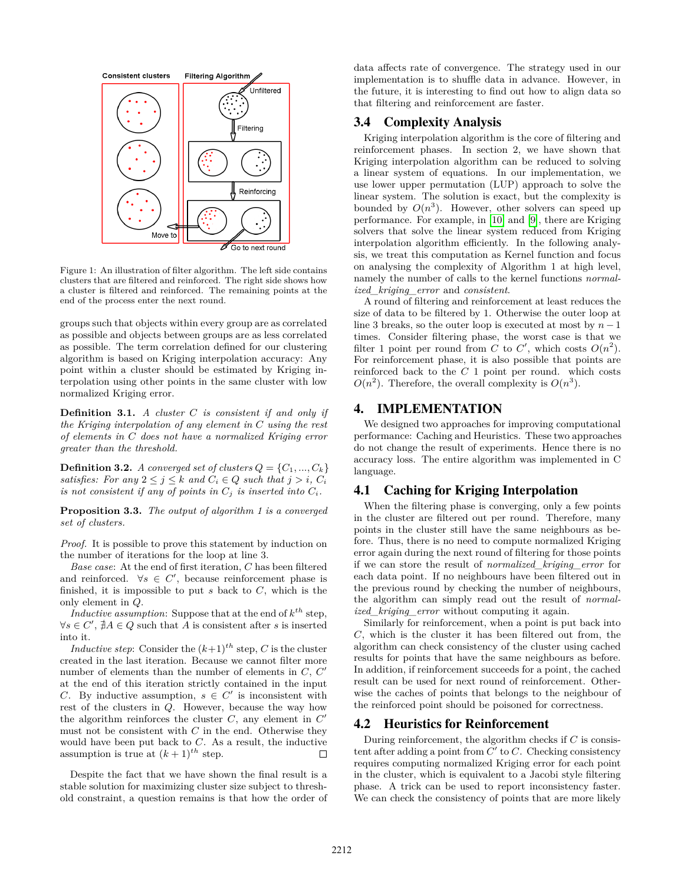Figure 1: An illustration of filter algorithm. The left side contains clusters that are filtered and reinforced. The right side shows how a cluster is filtered and reinforced. The remaining points at the end of the process enter the next round.

groups such that objects within every group are as correlated as possible and objects between groups are as less correlated as possible. The term correlation defined for our clustering algorithm is based on Kriging interpolation accuracy: Any point within a cluster should be estimated by Kriging interpolation using other points in the same cluster with low normalized Kriging error.

**Definition 3.1.** *A cluster $C$ is consistent if and only if the Kriging interpolation of any element in $C$ using the rest of elements in $C$ does not have a normalized Kriging error greater than the threshold.*

**Definition 3.2.** *A converged set of clusters $Q = \{C_1, ..., C_k\}$ satisfies: For any $2 \leq j \leq k$ and $C_i \in Q$ such that $j > i$, $C_i$ is not consistent if any of points in $C_j$ is inserted into $C_i$.*

**Proposition 3.3.** *The output of algorithm 1 is a converged set of clusters.*

*Proof.* It is possible to prove this statement by induction on the number of iterations for the loop at line 3.

*Base case*: At the end of first iteration, $C$ has been filtered and reinforced. $\forall s \in C'$, because reinforcement phase is finished, it is impossible to put $s$ back to $C$, which is the only element in $Q$.

*Inductive assumption*: Suppose that at the end of $k^{th}$ step, $\forall s \in C'$, $\nexists A \in Q$ such that $A$ is consistent after $s$ is inserted into it.

*Inductive step*: Consider the $(k+1)^{th}$ step, $C$ is the cluster created in the last iteration. Because we cannot filter more number of elements than the number of elements in $C$, $C'$ at the end of this iteration strictly contained in the input $C$. By inductive assumption, $s \in C'$ is inconsistent with rest of the clusters in $Q$. However, because the way how the algorithm reinforces the cluster $C$, any element in $C'$ must not be consistent with $C$ in the end. Otherwise they would have been put back to $C$. As a result, the inductive assumption is true at $(k+1)^{th}$ step. □

Despite the fact that we have shown the final result is a stable solution for maximizing cluster size subject to threshold constraint, a question remains is that how the order of data affects rate of convergence. The strategy used in our implementation is to shuffle data in advance. However, in the future, it is interesting to find out how to align data so that filtering and reinforcement are faster.

## 3.4 Complexity Analysis

Kriging interpolation algorithm is the core of filtering and reinforcement phases. In section 2, we have shown that Kriging interpolation algorithm can be reduced to solving a linear system of equations. In our implementation, we use lower upper permutation (LUP) approach to solve the linear system. The solution is exact, but the complexity is bounded by $O(n^3)$. However, other solvers can speed up performance. For example, in [10] and [9], there are Kriging solvers that solve the linear system reduced from Kriging interpolation algorithm efficiently. In the following analysis, we treat this computation as Kernel function and focus on analysing the complexity of Algorithm 1 at high level, namely the number of calls to the kernel functions *normalized_kriging_error* and *consistent*.

A round of filtering and reinforcement at least reduces the size of data to be filtered by 1. Otherwise the outer loop at line 3 breaks, so the outer loop is executed at most by $n-1$ times. Consider filtering phase, the worst case is that we filter 1 point per round from $C$ to $C'$, which costs $O(n^2)$. For reinforcement phase, it is also possible that points are reinforced back to the $C$ 1 point per round. which costs $O(n^2)$. Therefore, the overall complexity is $O(n^3)$.

# 4. IMPLEMENTATION

We designed two approaches for improving computational performance: Caching and Heuristics. These two approaches do not change the result of experiments. Hence there is no accuracy loss. The entire algorithm was implemented in C language.

## 4.1 Caching for Kriging Interpolation

When the filtering phase is converging, only a few points in the cluster are filtered out per round. Therefore, many points in the cluster still have the same neighbours as before. Thus, there is no need to compute normalized Kriging error again during the next round of filtering for those points if we can store the result of *normalized_kriging_error* for each data point. If no neighbours have been filtered out in the previous round by checking the number of neighbours, the algorithm can simply read out the result of *normalized_kriging_error* without computing it again.

Similarly for reinforcement, when a point is put back into $C$, which is the cluster it has been filtered out from, the algorithm can check consistency of the cluster using cached results for points that have the same neighbours as before. In addition, if reinforcement succeeds for a point, the cached result can be used for next round of reinforcement. Otherwise the caches of points that belongs to the neighbour of the reinforced point should be poisoned for correctness.

## 4.2 Heuristics for Reinforcement

During reinforcement, the algorithm checks if $C$ is consistent after adding a point from $C'$ to $C$. Checking consistency requires computing normalized Kriging error for each point in the cluster, which is equivalent to a Jacobi style filtering phase. A trick can be used to report inconsistency faster. We can check the consistency of points that are more likely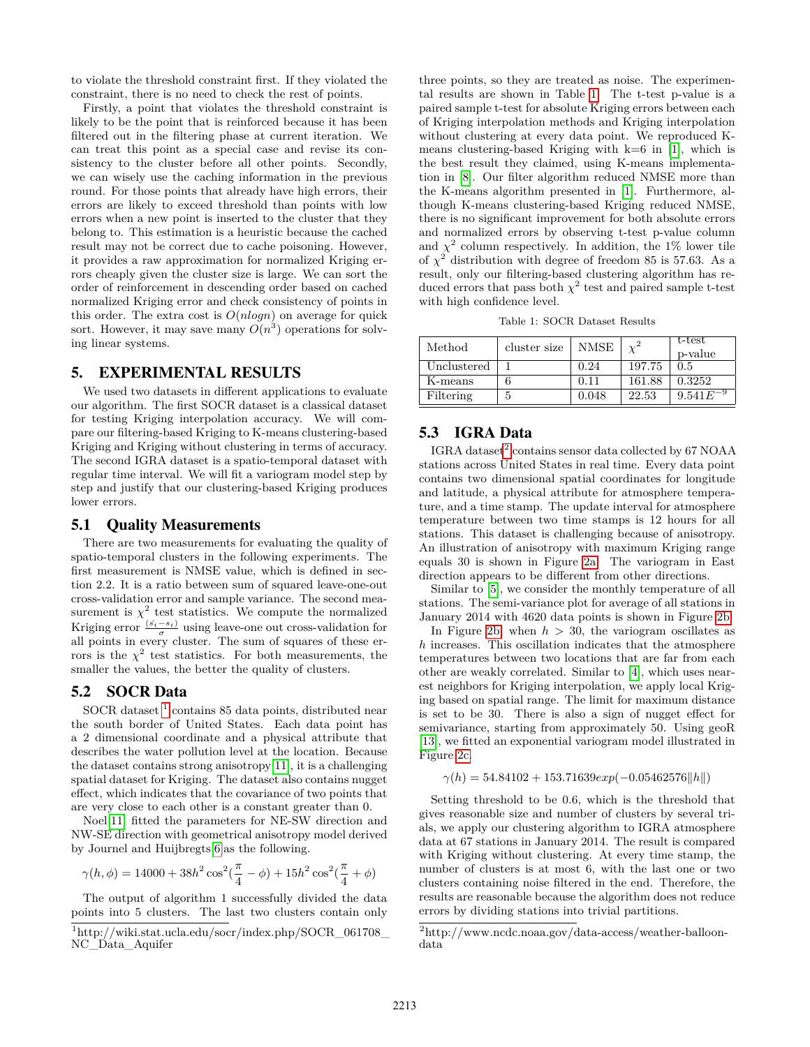to violate the threshold constraint first. If they violated the constraint, there is no need to check the rest of points.

Firstly, a point that violates the threshold constraint is likely to be the point that is reinforced because it has been filtered out in the filtering phase at current iteration. We can treat this point as a special case and revise its consistency to the cluster before all other points. Secondly, we can wisely use the caching information in the previous round. For those points that already have high errors, their errors are likely to exceed threshold than points with low errors when a new point is inserted to the cluster that they belong to. This estimation is a heuristic because the cached result may not be correct due to cache poisoning. However, it provides a raw approximation for normalized Kriging errors cheaply given the cluster size is large. We can sort the order of reinforcement in descending order based on cached normalized Kriging error and check consistency of points in this order. The extra cost is $O(nlogn)$ on average for quick sort. However, it may save many $O(n^3)$ operations for solving linear systems.

## 5. EXPERIMENTAL RESULTS

We used two datasets in different applications to evaluate our algorithm. The first SOCR dataset is a classical dataset for testing Kriging interpolation accuracy. We will compare our filtering-based Kriging to K-means clustering-based Kriging and Kriging without clustering in terms of accuracy. The second IGRA dataset is a spatio-temporal dataset with regular time interval. We will fit a variogram model step by step and justify that our clustering-based Kriging produces lower errors.

### 5.1 Quality Measurements

There are two measurements for evaluating the quality of spatio-temporal clusters in the following experiments. The first measurement is NMSE value, which is defined in section 2.2. It is a ratio between sum of squared leave-one-out cross-validation error and sample variance. The second measurement is $\chi^2$ test statistics. We compute the normalized Kriging error $\frac{(\hat{s_i} - s_i)}{\sigma}$ using leave-one out cross-validation for all points in every cluster. The sum of squares of these errors is the $\chi^2$ test statistics. For both measurements, the smaller the values, the better the quality of clusters.

### 5.2 SOCR Data

SOCR dataset [1] contains 85 data points, distributed near the south border of United States. Each data point has a 2 dimensional coordinate and a physical attribute that describes the water pollution level at the location. Because the dataset contains strong anisotropy [11], it is a challenging spatial dataset for Kriging. The dataset also contains nugget effect, which indicates that the covariance of two points that are very close to each other is a constant greater than 0.

Noel [11] fitted the parameters for NE-SW direction and NW-SE direction with geometrical anisotropy model derived by Journel and Huijbregts [6] as the following.

$$\gamma(h, \phi) = 14000 + 38h^2 \cos^2(\frac{\pi}{4} - \phi) + 15h^2 \cos^2(\frac{\pi}{4} + \phi)$$

The output of algorithm 1 successfully divided the data points into 5 clusters. The last two clusters contain only three points, so they are treated as noise. The experimental results are shown in Table 1. The t-test p-value is a paired sample t-test for absolute Kriging errors between each of Kriging interpolation methods and Kriging interpolation without clustering at every data point. We reproduced K-means clustering-based Kriging with k=6 in [1], which is the best result they claimed, using K-means implementation in [8]. Our filter algorithm reduced NMSE more than the K-means algorithm presented in [1]. Furthermore, although K-means clustering-based Kriging reduced NMSE, there is no significant improvement for both absolute errors and normalized errors by observing t-test p-value column and $\chi^2$ column respectively. In addition, the 1% lower tile of $\chi^2$ distribution with degree of freedom 85 is 57.63. As a result, only our filtering-based clustering algorithm has reduced errors that pass both $\chi^2$ test and paired sample t-test with high confidence level.

Table 1: SOCR Dataset Results

| Method | cluster size | NMSE | $\chi^2$ | t-test p-value |
|---|---|---|---|---|
| Unclustered | 1 | 0.24 | 197.75 | 0.5 |
| K-means | 6 | 0.11 | 161.88 | 0.3252 |
| Filtering | 5 | 0.048 | 22.53 | $9.541E^{-9}$ |

### 5.3 IGRA Data

IGRA dataset [2] contains sensor data collected by 67 NOAA stations across United States in real time. Every data point contains two dimensional spatial coordinates for longitude and latitude, a physical attribute for atmosphere temperature, and a time stamp. The update interval for atmosphere temperature between two time stamps is 12 hours for all stations. This dataset is challenging because of anisotropy. An illustration of anisotropy with maximum Kriging range equals 30 is shown in Figure 2a. The variogram in East direction appears to be different from other directions.

Similar to [5], we consider the monthly temperature of all stations. The semi-variance plot for average of all stations in January 2014 with 4620 data points is shown in Figure 2b.

In Figure 2b, when $h > 30$, the variogram oscillates as $h$ increases. This oscillation indicates that the atmosphere temperatures between two locations that are far from each other are weakly correlated. Similar to [4], which uses nearest neighbors for Kriging interpolation, we apply local Kriging based on spatial range. The limit for maximum distance is set to be 30. There is also a sign of nugget effect for semivariance, starting from approximately 50. Using geoR [13], we fitted an exponential variogram model illustrated in Figure 2c.

$$\gamma(h) = 54.84102 + 153.71639exp(-0.05462576\|h\|)$$

Setting threshold to be 0.6, which is the threshold that gives reasonable size and number of clusters by several trials, we apply our clustering algorithm to IGRA atmosphere data at 67 stations in January 2014. The result is compared with Kriging without clustering. At every time stamp, the number of clusters is at most 6, with the last one or two clusters containing noise filtered in the end. Therefore, the results are reasonable because the algorithm does not reduce errors by dividing stations into trivial partitions.

[1] http://wiki.stat.ucla.edu/socr/index.php/SOCR_061708_NC_Data_Aquifer

[2] http://www.ncdc.noaa.gov/data-access/weather-balloon-data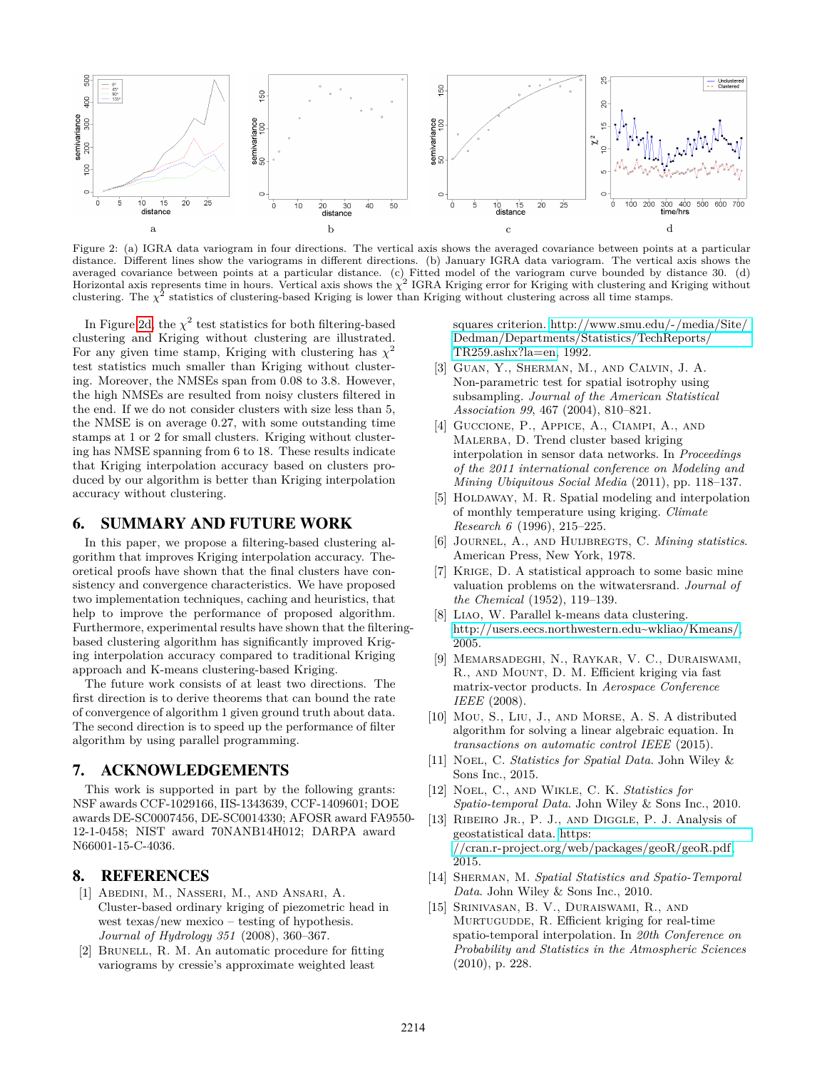a

b

c

d

Figure 2: (a) IGRA data variogram in four directions. The vertical axis shows the averaged covariance between points at a particular distance. Different lines show the variograms in different directions. (b) January IGRA data variogram. The vertical axis shows the averaged covariance between points at a particular distance. (c) Fitted model of the variogram curve bounded by distance 30. (d) Horizontal axis represents time in hours. Vertical axis shows the $\chi^2$ IGRA Kriging error for Kriging with clustering and Kriging without clustering. The $\chi^2$ statistics of clustering-based Kriging is lower than Kriging without clustering across all time stamps.

In Figure 2d, the $\chi^2$ test statistics for both filtering-based clustering and Kriging without clustering are illustrated. For any given time stamp, Kriging with clustering has $\chi^2$ test statistics much smaller than Kriging without clustering. Moreover, the NMSEs span from 0.08 to 3.8. However, the high NMSEs are resulted from noisy clusters filtered in the end. If we do not consider clusters with size less than 5, the NMSE is on average 0.27, with some outstanding time stamps at 1 or 2 for small clusters. Kriging without clustering has NMSE spanning from 6 to 18. These results indicate that Kriging interpolation accuracy based on clusters produced by our algorithm is better than Kriging interpolation accuracy without clustering.

# 6. SUMMARY AND FUTURE WORK

In this paper, we propose a filtering-based clustering algorithm that improves Kriging interpolation accuracy. Theoretical proofs have shown that the final clusters have consistency and convergence characteristics. We have proposed two implementation techniques, caching and heuristics, that help to improve the performance of proposed algorithm. Furthermore, experimental results have shown that the filtering-based clustering algorithm has significantly improved Kriging interpolation accuracy compared to traditional Kriging approach and K-means clustering-based Kriging.

The future work consists of at least two directions. The first direction is to derive theorems that can bound the rate of convergence of algorithm 1 given ground truth about data. The second direction is to speed up the performance of filter algorithm by using parallel programming.

# 7. ACKNOWLEDGEMENTS

This work is supported in part by the following grants: NSF awards CCF-1029166, IIS-1343639, CCF-1409601; DOE awards DE-SC0007456, DE-SC0014330; AFOSR award FA9550-12-1-0458; NIST award 70NANB14H012; DARPA award N66001-15-C-4036.

# 8. REFERENCES

[1] Abedini, M., Nasseri, M., and Ansari, A. Cluster-based ordinary kriging of piezometric head in west texas/new mexico – testing of hypothesis. *Journal of Hydrology 351* (2008), 360–367.

[2] Brunell, R. M. An automatic procedure for fitting variograms by cressie's approximate weighted least squares criterion. http://www.smu.edu/-/media/Site/Dedman/Departments/Statistics/TechReports/TR259.ashx?la=en, 1992.

[3] Guan, Y., Sherman, M., and Calvin, J. A. Non-parametric test for spatial isotrophy using subsampling. *Journal of the American Statistical Association 99*, 467 (2004), 810–821.

[4] Guccione, P., Appice, A., Ciampi, A., and Malerba, D. Trend cluster based kriging interpolation in sensor data networks. In *Proceedings of the 2011 international conference on Modeling and Mining Ubiquitous Social Media* (2011), pp. 118–137.

[5] Holdaway, M. R. Spatial modeling and interpolation of monthly temperature using kriging. *Climate Research 6* (1996), 215–225.

[6] Journel, A., and Huijbregts, C. *Mining statistics*. American Press, New York, 1978.

[7] Krige, D. A statistical approach to some basic mine valuation problems on the witwatersrand. *Journal of the Chemical* (1952), 119–139.

[8] Liao, W. Parallel k-means data clustering. http://users.eecs.northwestern.edu~wkliao/Kmeans/, 2005.

[9] Memarsadeghi, N., Raykar, V. C., Duraiswami, R., and Mount, D. M. Efficient kriging via fast matrix-vector products. In *Aerospace Conference IEEE* (2008).

[10] Mou, S., Liu, J., and Morse, A. S. A distributed algorithm for solving a linear algebraic equation. In *transactions on automatic control IEEE* (2015).

[11] Noel, C. *Statistics for Spatial Data*. John Wiley & Sons Inc., 2015.

[12] Noel, C., and Wikle, C. K. *Statistics for Spatio-temporal Data*. John Wiley & Sons Inc., 2010.

[13] Ribeiro Jr., P. J., and Diggle, P. J. Analysis of geostatistical data. https://cran.r-project.org/web/packages/geoR/geoR.pdf, 2015.

[14] Sherman, M. *Spatial Statistics and Spatio-Temporal Data*. John Wiley & Sons Inc., 2010.

[15] Srinivasan, B. V., Duraiswami, R., and Murtugudde, R. Efficient kriging for real-time spatio-temporal interpolation. In *20th Conference on Probability and Statistics in the Atmospheric Sciences* (2010), p. 228.